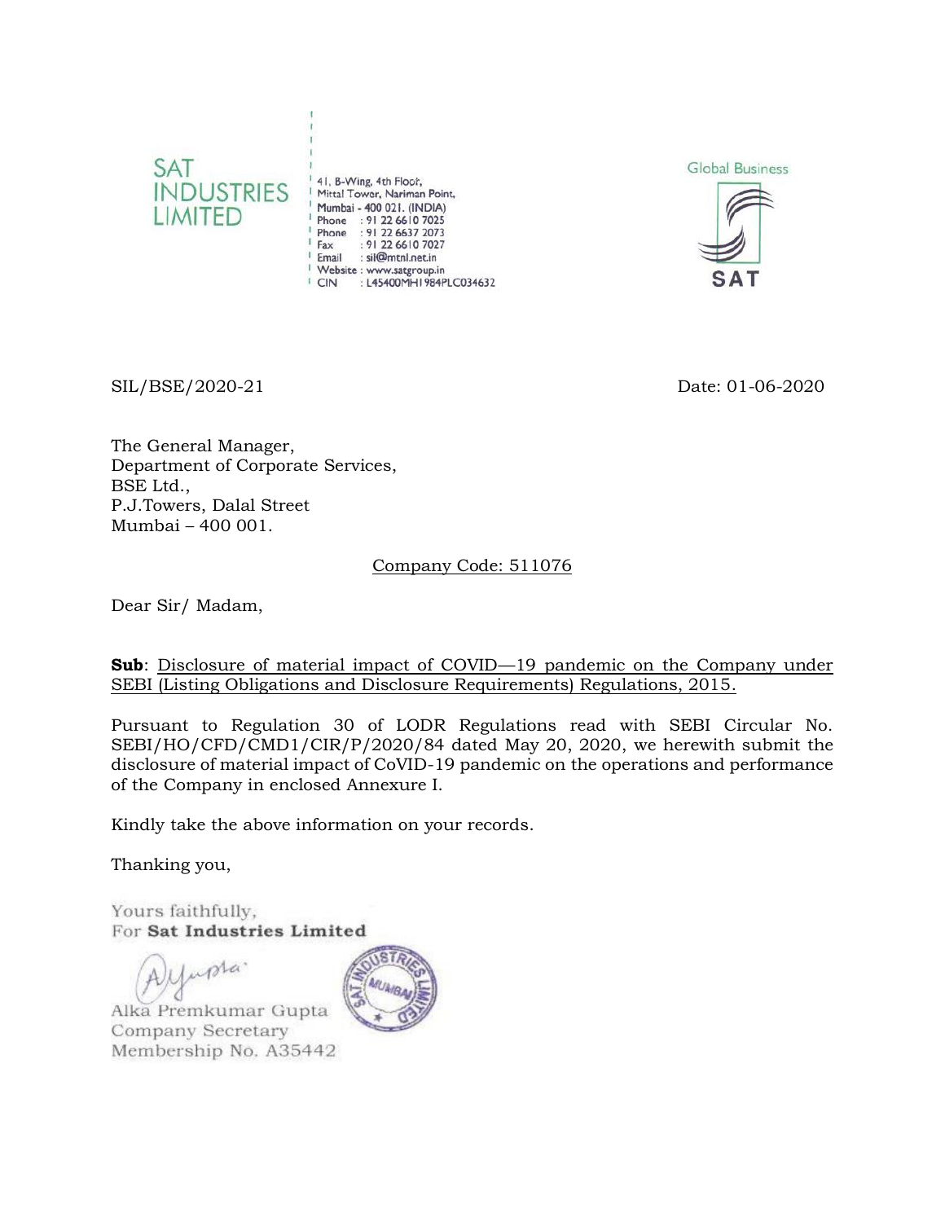**SAT INDUSTRIES LIMITED**

41, B-Wing, 4th Floor,
Mittal Tower, Nariman Point,
Mumbai - 400 021. (INDIA)
Phone : 91 22 6610 7025
Phone : 91 22 6637 2073
Fax : 91 22 6610 7027
Email : sil@mtnl.net.in
Website : www.satgroup.in
CIN : L45400MH1984PLC034632

Global Business

SAT

SIL/BSE/2020-21 Date: 01-06-2020

The General Manager,
Department of Corporate Services,
BSE Ltd.,
P.J.Towers, Dalal Street
Mumbai – 400 001.

Company Code: 511076

Dear Sir/ Madam,

**Sub**: Disclosure of material impact of COVID—19 pandemic on the Company under SEBI (Listing Obligations and Disclosure Requirements) Regulations, 2015.

Pursuant to Regulation 30 of LODR Regulations read with SEBI Circular No. SEBI/HO/CFD/CMD1/CIR/P/2020/84 dated May 20, 2020, we herewith submit the disclosure of material impact of CoVID-19 pandemic on the operations and performance of the Company in enclosed Annexure I.

Kindly take the above information on your records.

Thanking you,

Yours faithfully,
For **Sat Industries Limited**

Alka Premkumar Gupta
Company Secretary
Membership No. A35442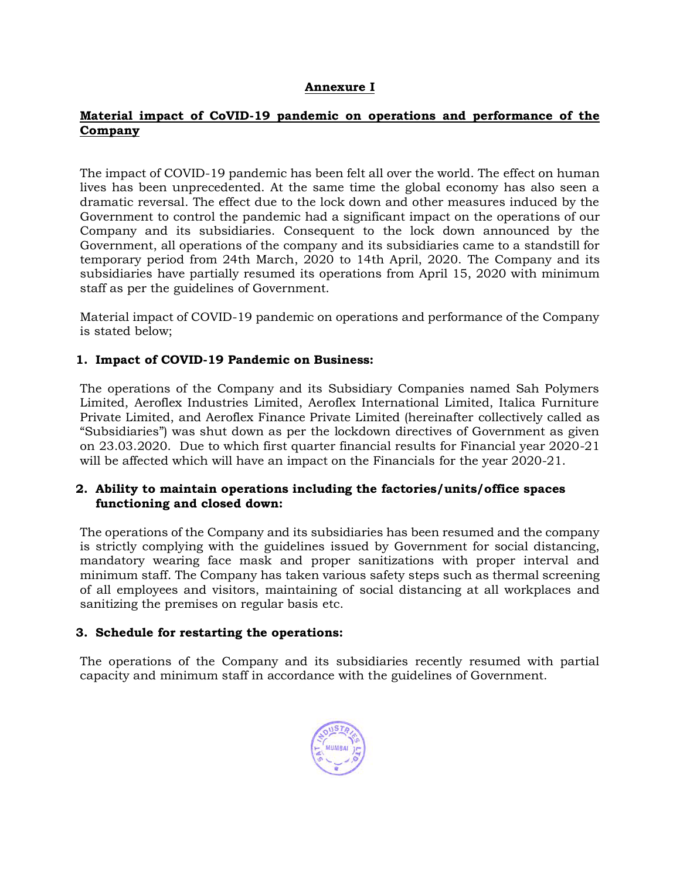## Annexure I

## Material impact of CoVID-19 pandemic on operations and performance of the Company

The impact of COVID-19 pandemic has been felt all over the world. The effect on human lives has been unprecedented. At the same time the global economy has also seen a dramatic reversal. The effect due to the lock down and other measures induced by the Government to control the pandemic had a significant impact on the operations of our Company and its subsidiaries. Consequent to the lock down announced by the Government, all operations of the company and its subsidiaries came to a standstill for temporary period from 24th March, 2020 to 14th April, 2020. The Company and its subsidiaries have partially resumed its operations from April 15, 2020 with minimum staff as per the guidelines of Government.

Material impact of COVID-19 pandemic on operations and performance of the Company is stated below;

### 1. Impact of COVID-19 Pandemic on Business:

The operations of the Company and its Subsidiary Companies named Sah Polymers Limited, Aeroflex Industries Limited, Aeroflex International Limited, Italica Furniture Private Limited, and Aeroflex Finance Private Limited (hereinafter collectively called as "Subsidiaries") was shut down as per the lockdown directives of Government as given on 23.03.2020. Due to which first quarter financial results for Financial year 2020-21 will be affected which will have an impact on the Financials for the year 2020-21.

### 2. Ability to maintain operations including the factories/units/office spaces functioning and closed down:

The operations of the Company and its subsidiaries has been resumed and the company is strictly complying with the guidelines issued by Government for social distancing, mandatory wearing face mask and proper sanitizations with proper interval and minimum staff. The Company has taken various safety steps such as thermal screening of all employees and visitors, maintaining of social distancing at all workplaces and sanitizing the premises on regular basis etc.

### 3. Schedule for restarting the operations:

The operations of the Company and its subsidiaries recently resumed with partial capacity and minimum staff in accordance with the guidelines of Government.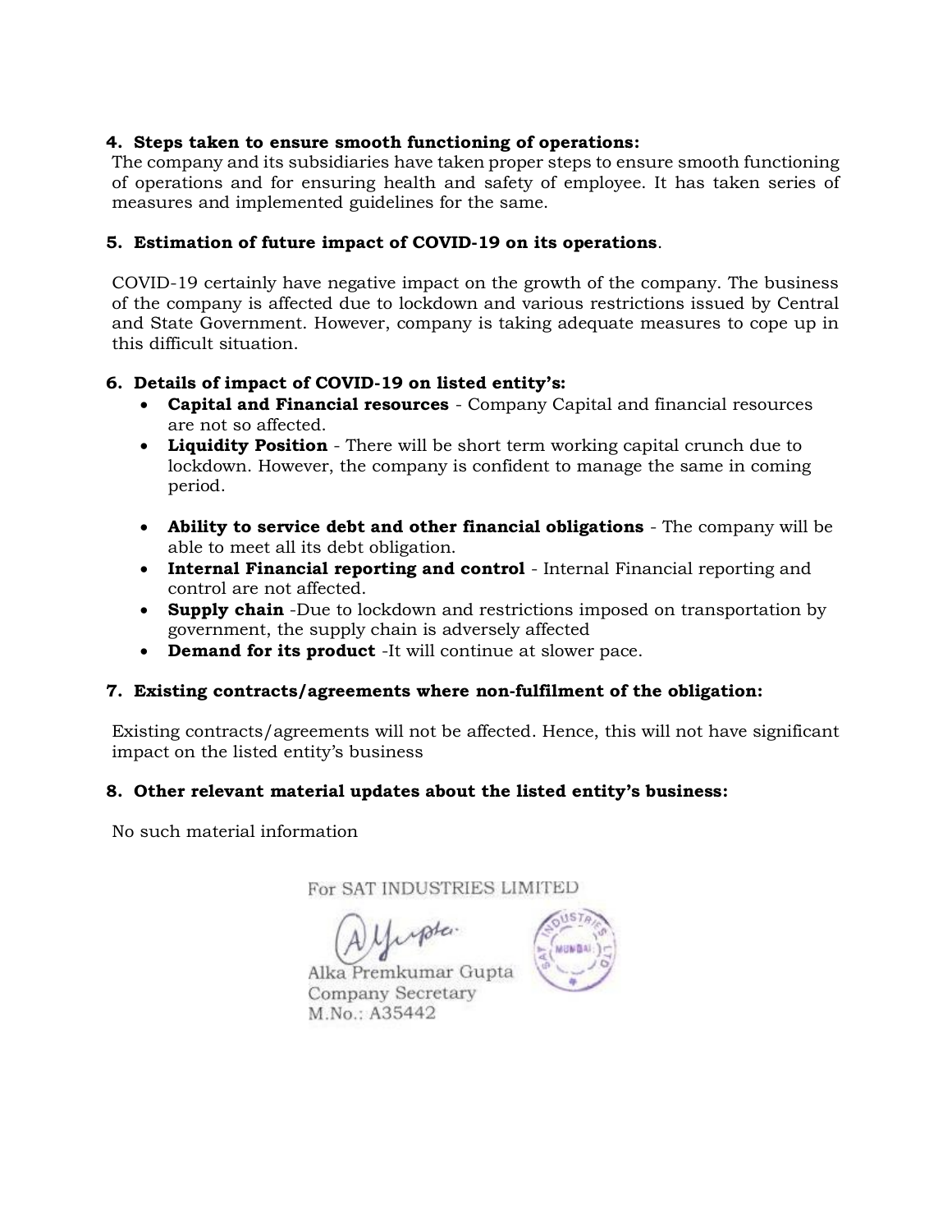**4. Steps taken to ensure smooth functioning of operations:**

The company and its subsidiaries have taken proper steps to ensure smooth functioning of operations and for ensuring health and safety of employee. It has taken series of measures and implemented guidelines for the same.

**5. Estimation of future impact of COVID-19 on its operations**.

COVID-19 certainly have negative impact on the growth of the company. The business of the company is affected due to lockdown and various restrictions issued by Central and State Government. However, company is taking adequate measures to cope up in this difficult situation.

**6. Details of impact of COVID-19 on listed entity's:**

- **Capital and Financial resources** - Company Capital and financial resources are not so affected.
- **Liquidity Position** - There will be short term working capital crunch due to lockdown. However, the company is confident to manage the same in coming period.
- **Ability to service debt and other financial obligations** - The company will be able to meet all its debt obligation.
- **Internal Financial reporting and control** - Internal Financial reporting and control are not affected.
- **Supply chain** -Due to lockdown and restrictions imposed on transportation by government, the supply chain is adversely affected
- **Demand for its product** -It will continue at slower pace.

**7. Existing contracts/agreements where non-fulfilment of the obligation:**

Existing contracts/agreements will not be affected. Hence, this will not have significant impact on the listed entity's business

**8. Other relevant material updates about the listed entity's business:**

No such material information

For SAT INDUSTRIES LIMITED

Alka Premkumar Gupta
Company Secretary
M.No.: A35442